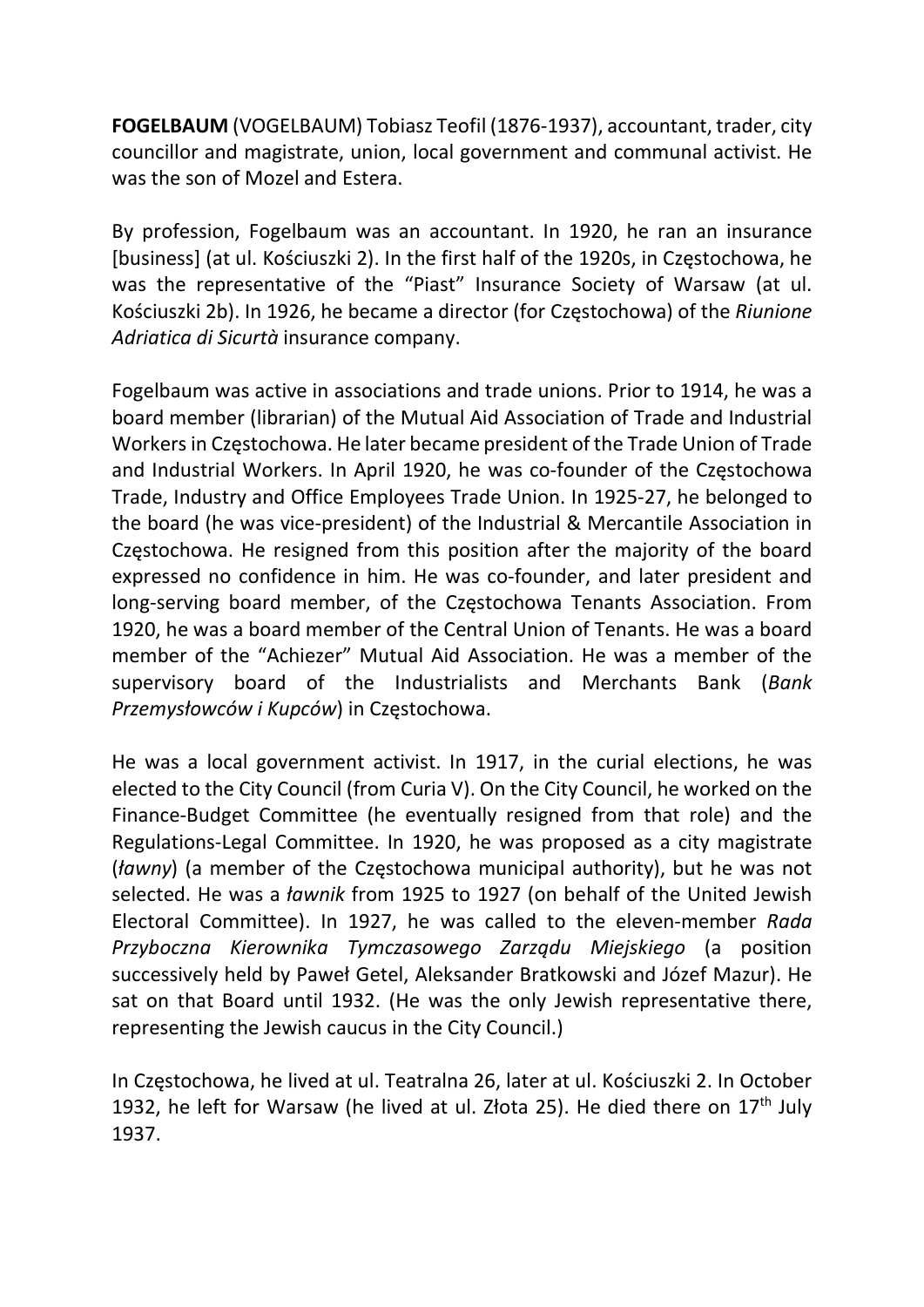**FOGELBAUM** (VOGELBAUM) Tobiasz Teofil (1876-1937), accountant, trader, city councillor and magistrate, union, local government and communal activist. He was the son of Mozel and Estera.

By profession, Fogelbaum was an accountant. In 1920, he ran an insurance [business] (at ul. Kościuszki 2). In the first half of the 1920s, in Częstochowa, he was the representative of the "Piast" Insurance Society of Warsaw (at ul. Kościuszki 2b). In 1926, he became a director (for Częstochowa) of the *Riunione Adriatica di Sicurtà* insurance company.

Fogelbaum was active in associations and trade unions. Prior to 1914, he was a board member (librarian) of the Mutual Aid Association of Trade and Industrial Workers in Częstochowa. He later became president of the Trade Union of Trade and Industrial Workers. In April 1920, he was co-founder of the Częstochowa Trade, Industry and Office Employees Trade Union. In 1925-27, he belonged to the board (he was vice-president) of the Industrial & Mercantile Association in Częstochowa. He resigned from this position after the majority of the board expressed no confidence in him. He was co-founder, and later president and long-serving board member, of the Częstochowa Tenants Association. From 1920, he was a board member of the Central Union of Tenants. He was a board member of the "Achiezer" Mutual Aid Association. He was a member of the supervisory board of the Industrialists and Merchants Bank (*Bank Przemysłowców i Kupców*) in Częstochowa.

He was a local government activist. In 1917, in the curial elections, he was elected to the City Council (from Curia V). On the City Council, he worked on the Finance-Budget Committee (he eventually resigned from that role) and the Regulations-Legal Committee. In 1920, he was proposed as a city magistrate (*ławny*) (a member of the Częstochowa municipal authority), but he was not selected. He was a *ławnik* from 1925 to 1927 (on behalf of the United Jewish Electoral Committee). In 1927, he was called to the eleven-member *Rada Przyboczna Kierownika Tymczasowego Zarządu Miejskiego* (a position successively held by Paweł Getel, Aleksander Bratkowski and Józef Mazur). He sat on that Board until 1932. (He was the only Jewish representative there, representing the Jewish caucus in the City Council.)

In Częstochowa, he lived at ul. Teatralna 26, later at ul. Kościuszki 2. In October 1932, he left for Warsaw (he lived at ul. Złota 25). He died there on 17th July 1937.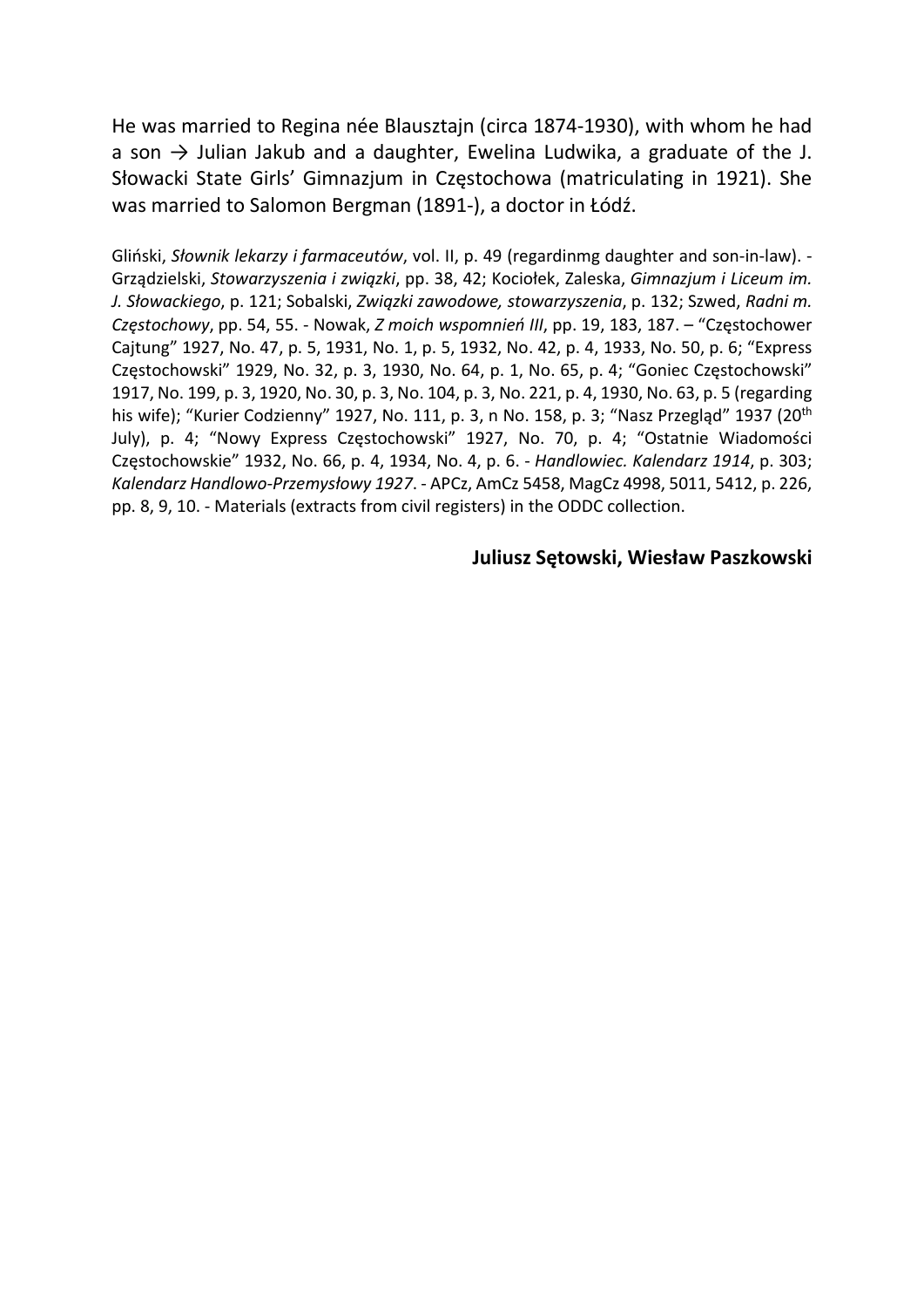He was married to Regina née Blausztajn (circa 1874-1930), with whom he had a son → Julian Jakub and a daughter, Ewelina Ludwika, a graduate of the J. Słowacki State Girls' Gimnazjum in Częstochowa (matriculating in 1921). She was married to Salomon Bergman (1891-), a doctor in Łódź.

Gliński, *Słownik lekarzy i farmaceutów*, vol. II, p. 49 (regardinmg daughter and son-in-law). - Grządzielski, *Stowarzyszenia i związki*, pp. 38, 42; Kociołek, Zaleska, *Gimnazjum i Liceum im. J. Słowackiego*, p. 121; Sobalski, *Związki zawodowe, stowarzyszenia*, p. 132; Szwed, *Radni m. Częstochowy*, pp. 54, 55. - Nowak, *Z moich wspomnień III*, pp. 19, 183, 187. – "Częstochower Cajtung" 1927, No. 47, p. 5, 1931, No. 1, p. 5, 1932, No. 42, p. 4, 1933, No. 50, p. 6; "Express Częstochowski" 1929, No. 32, p. 3, 1930, No. 64, p. 1, No. 65, p. 4; "Goniec Częstochowski" 1917, No. 199, p. 3, 1920, No. 30, p. 3, No. 104, p. 3, No. 221, p. 4, 1930, No. 63, p. 5 (regarding his wife); "Kurier Codzienny" 1927, No. 111, p. 3, n No. 158, p. 3; "Nasz Przegląd" 1937 (20th July), p. 4; "Nowy Express Częstochowski" 1927, No. 70, p. 4; "Ostatnie Wiadomości Częstochowskie" 1932, No. 66, p. 4, 1934, No. 4, p. 6. - *Handlowiec. Kalendarz 1914*, p. 303; *Kalendarz Handlowo-Przemysłowy 1927*. - APCz, AmCz 5458, MagCz 4998, 5011, 5412, p. 226, pp. 8, 9, 10. - Materials (extracts from civil registers) in the ODDC collection.

**Juliusz Sętowski, Wiesław Paszkowski**